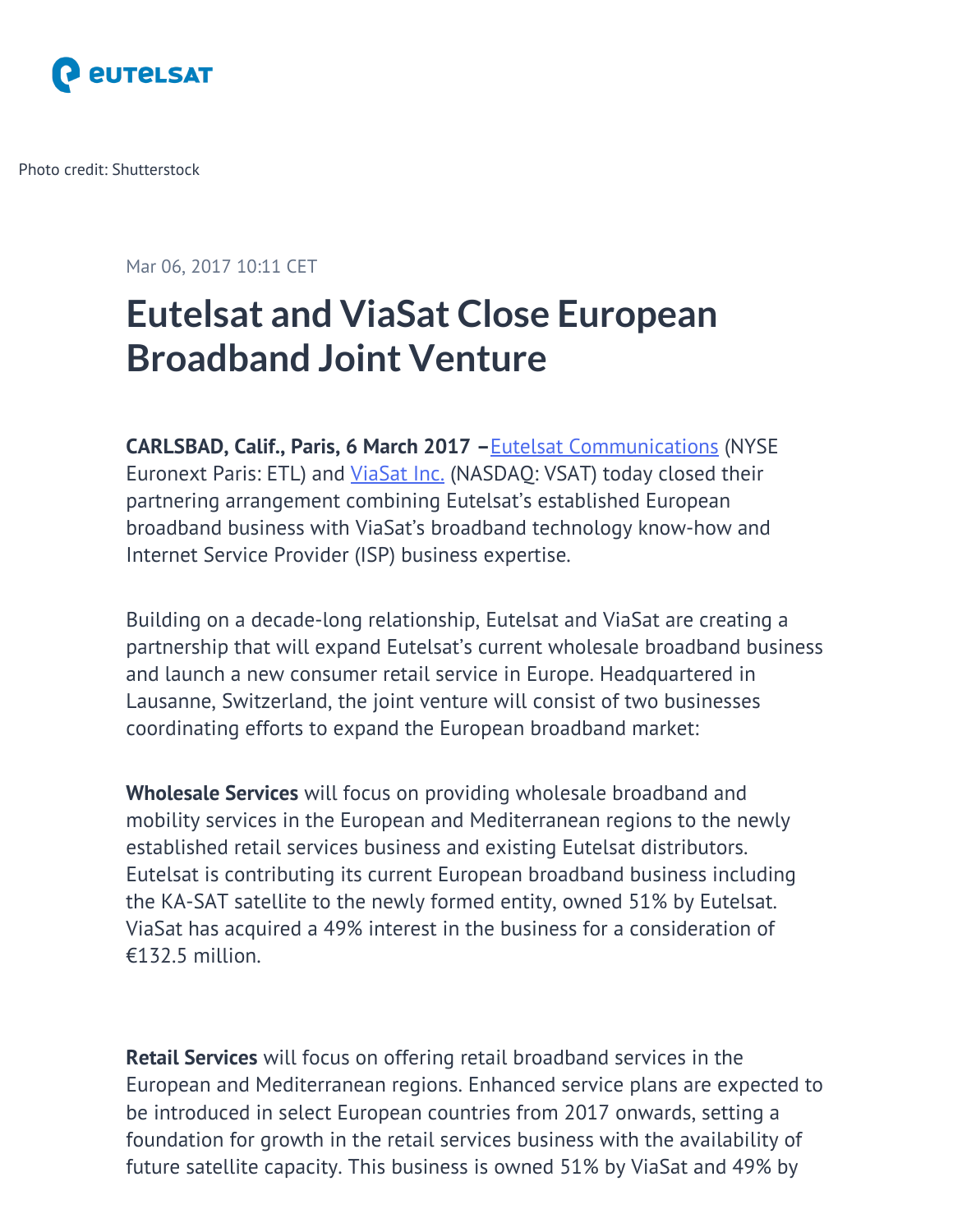Photo credit: Shutterstock

Mar 06, 2017 10:11 CET

# Eutelsat and ViaSat Close European Broadband Joint Venture

**CARLSBAD, Calif., Paris, 6 March 2017 –**Eutelsat Communications (NYSE Euronext Paris: ETL) and ViaSat Inc. (NASDAQ: VSAT) today closed their partnering arrangement combining Eutelsat's established European broadband business with ViaSat's broadband technology know-how and Internet Service Provider (ISP) business expertise.

Building on a decade-long relationship, Eutelsat and ViaSat are creating a partnership that will expand Eutelsat's current wholesale broadband business and launch a new consumer retail service in Europe. Headquartered in Lausanne, Switzerland, the joint venture will consist of two businesses coordinating efforts to expand the European broadband market:

**Wholesale Services** will focus on providing wholesale broadband and mobility services in the European and Mediterranean regions to the newly established retail services business and existing Eutelsat distributors. Eutelsat is contributing its current European broadband business including the KA-SAT satellite to the newly formed entity, owned 51% by Eutelsat. ViaSat has acquired a 49% interest in the business for a consideration of €132.5 million.

**Retail Services** will focus on offering retail broadband services in the European and Mediterranean regions. Enhanced service plans are expected to be introduced in select European countries from 2017 onwards, setting a foundation for growth in the retail services business with the availability of future satellite capacity. This business is owned 51% by ViaSat and 49% by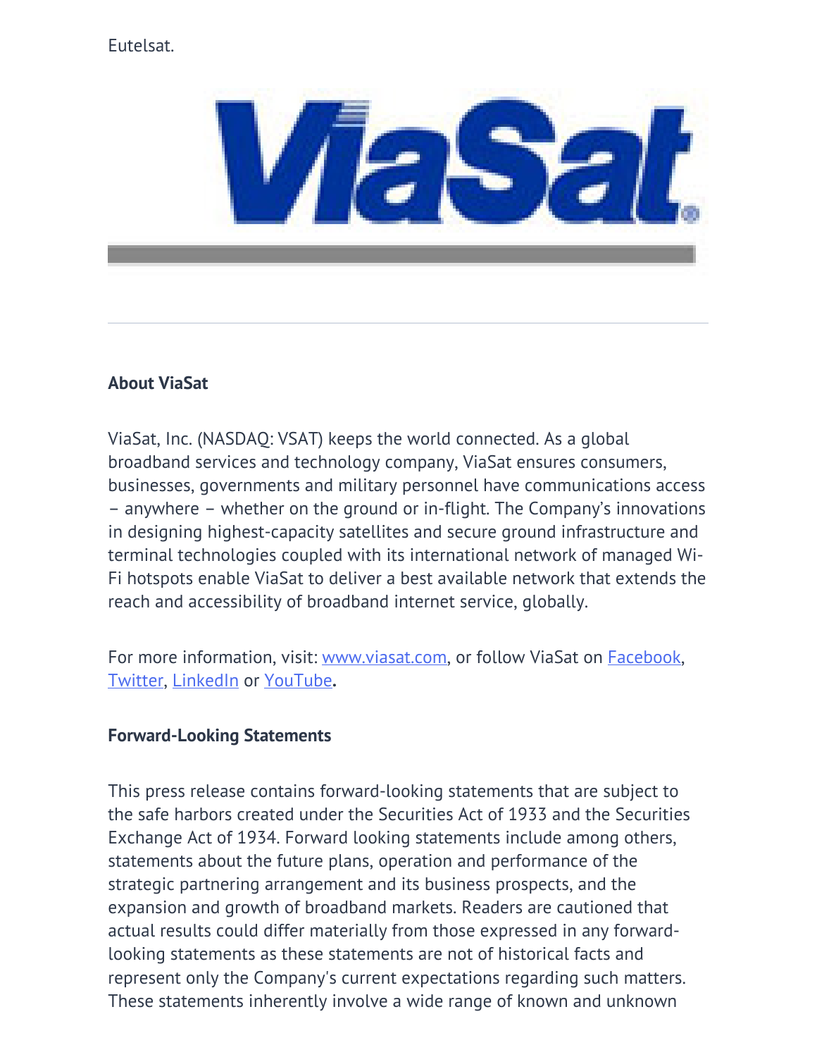Eutelsat.

---

**About ViaSat**

ViaSat, Inc. (NASDAQ: VSAT) keeps the world connected. As a global broadband services and technology company, ViaSat ensures consumers, businesses, governments and military personnel have communications access – anywhere – whether on the ground or in-flight. The Company's innovations in designing highest-capacity satellites and secure ground infrastructure and terminal technologies coupled with its international network of managed Wi-Fi hotspots enable ViaSat to deliver a best available network that extends the reach and accessibility of broadband internet service, globally.

For more information, visit: [www.viasat.com](www.viasat.com), or follow ViaSat on [Facebook](), [Twitter](), [LinkedIn]() or [YouTube]()**.**

**Forward-Looking Statements**

This press release contains forward-looking statements that are subject to the safe harbors created under the Securities Act of 1933 and the Securities Exchange Act of 1934. Forward looking statements include among others, statements about the future plans, operation and performance of the strategic partnering arrangement and its business prospects, and the expansion and growth of broadband markets. Readers are cautioned that actual results could differ materially from those expressed in any forward-looking statements as these statements are not of historical facts and represent only the Company's current expectations regarding such matters. These statements inherently involve a wide range of known and unknown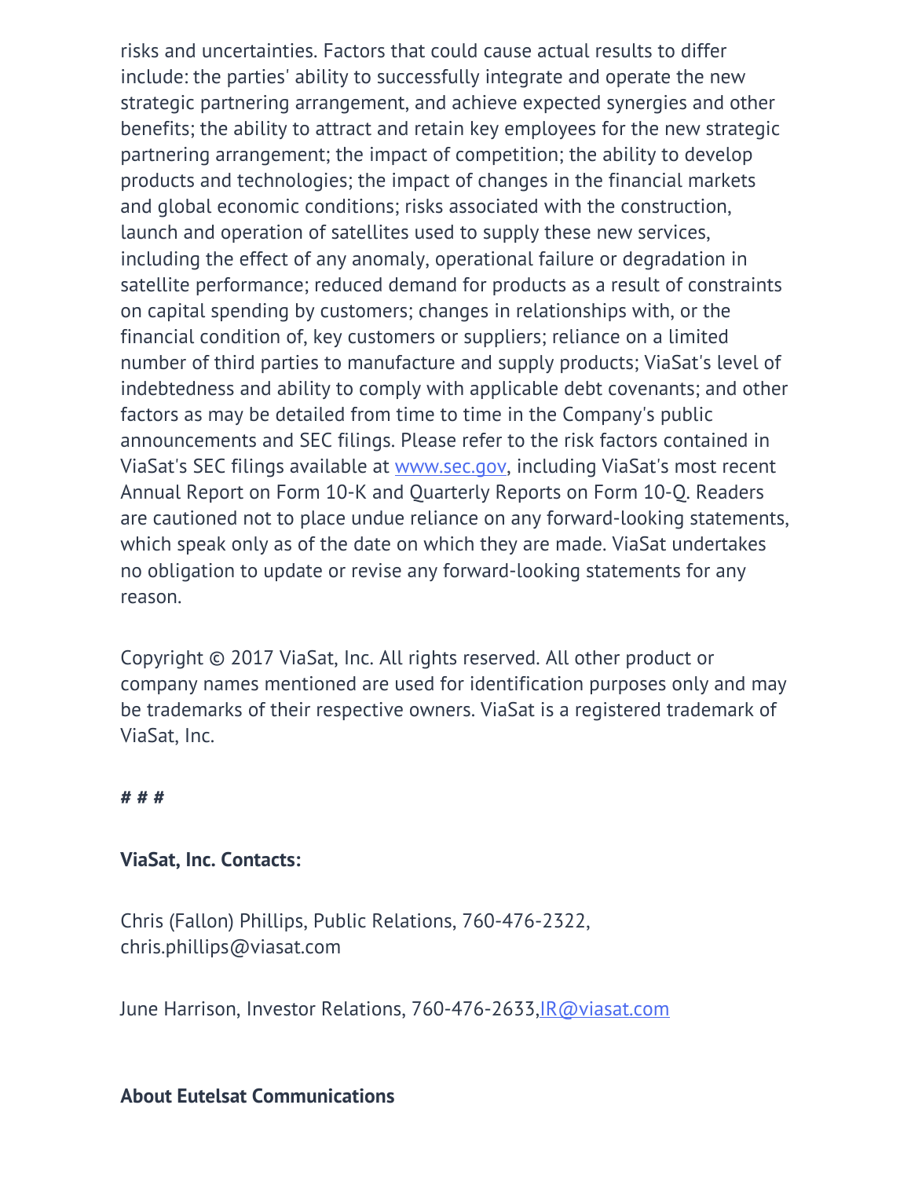risks and uncertainties. Factors that could cause actual results to differ include: the parties' ability to successfully integrate and operate the new strategic partnering arrangement, and achieve expected synergies and other benefits; the ability to attract and retain key employees for the new strategic partnering arrangement; the impact of competition; the ability to develop products and technologies; the impact of changes in the financial markets and global economic conditions; risks associated with the construction, launch and operation of satellites used to supply these new services, including the effect of any anomaly, operational failure or degradation in satellite performance; reduced demand for products as a result of constraints on capital spending by customers; changes in relationships with, or the financial condition of, key customers or suppliers; reliance on a limited number of third parties to manufacture and supply products; ViaSat's level of indebtedness and ability to comply with applicable debt covenants; and other factors as may be detailed from time to time in the Company's public announcements and SEC filings. Please refer to the risk factors contained in ViaSat's SEC filings available at [www.sec.gov](http://www.sec.gov), including ViaSat's most recent Annual Report on Form 10-K and Quarterly Reports on Form 10-Q. Readers are cautioned not to place undue reliance on any forward-looking statements, which speak only as of the date on which they are made. ViaSat undertakes no obligation to update or revise any forward-looking statements for any reason.

Copyright © 2017 ViaSat, Inc. All rights reserved. All other product or company names mentioned are used for identification purposes only and may be trademarks of their respective owners. ViaSat is a registered trademark of ViaSat, Inc.

**# # #**

**ViaSat, Inc. Contacts:**

Chris (Fallon) Phillips, Public Relations, 760-476-2322, chris.phillips@viasat.com

June Harrison, Investor Relations, 760-476-2633,[IR@viasat.com](mailto:IR@viasat.com)

**About Eutelsat Communications**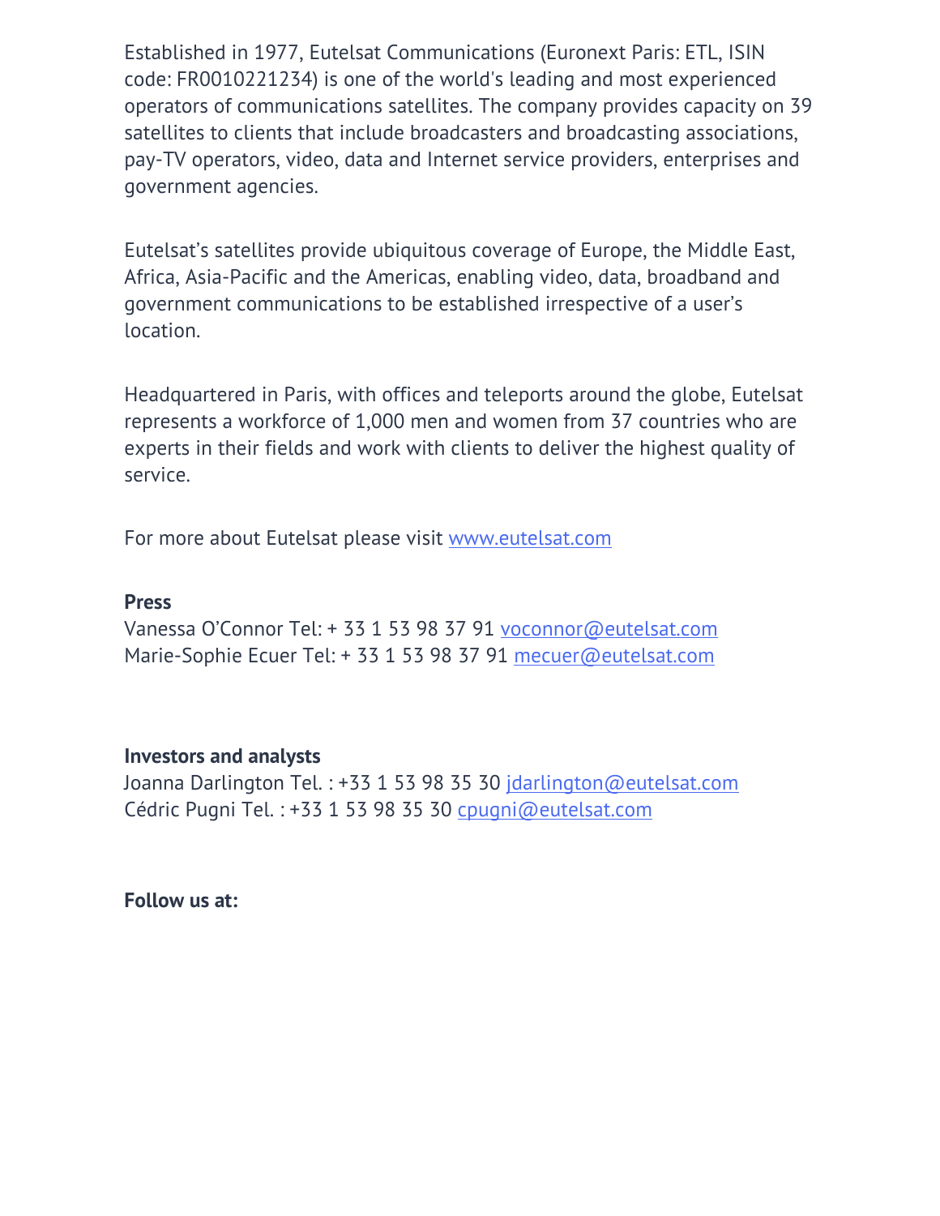Established in 1977, Eutelsat Communications (Euronext Paris: ETL, ISIN code: FR0010221234) is one of the world's leading and most experienced operators of communications satellites. The company provides capacity on 39 satellites to clients that include broadcasters and broadcasting associations, pay-TV operators, video, data and Internet service providers, enterprises and government agencies.

Eutelsat's satellites provide ubiquitous coverage of Europe, the Middle East, Africa, Asia-Pacific and the Americas, enabling video, data, broadband and government communications to be established irrespective of a user's location.

Headquartered in Paris, with offices and teleports around the globe, Eutelsat represents a workforce of 1,000 men and women from 37 countries who are experts in their fields and work with clients to deliver the highest quality of service.

For more about Eutelsat please visit [www.eutelsat.com](http://www.eutelsat.com)

**Press**
Vanessa O'Connor Tel: + 33 1 53 98 37 91 [voconnor@eutelsat.com](mailto:voconnor@eutelsat.com)
Marie-Sophie Ecuer Tel: + 33 1 53 98 37 91 [mecuer@eutelsat.com](mailto:mecuer@eutelsat.com)

**Investors and analysts**
Joanna Darlington Tel. : +33 1 53 98 35 30 [jdarlington@eutelsat.com](mailto:jdarlington@eutelsat.com)
Cédric Pugni Tel. : +33 1 53 98 35 30 [cpugni@eutelsat.com](mailto:cpugni@eutelsat.com)

**Follow us at:**